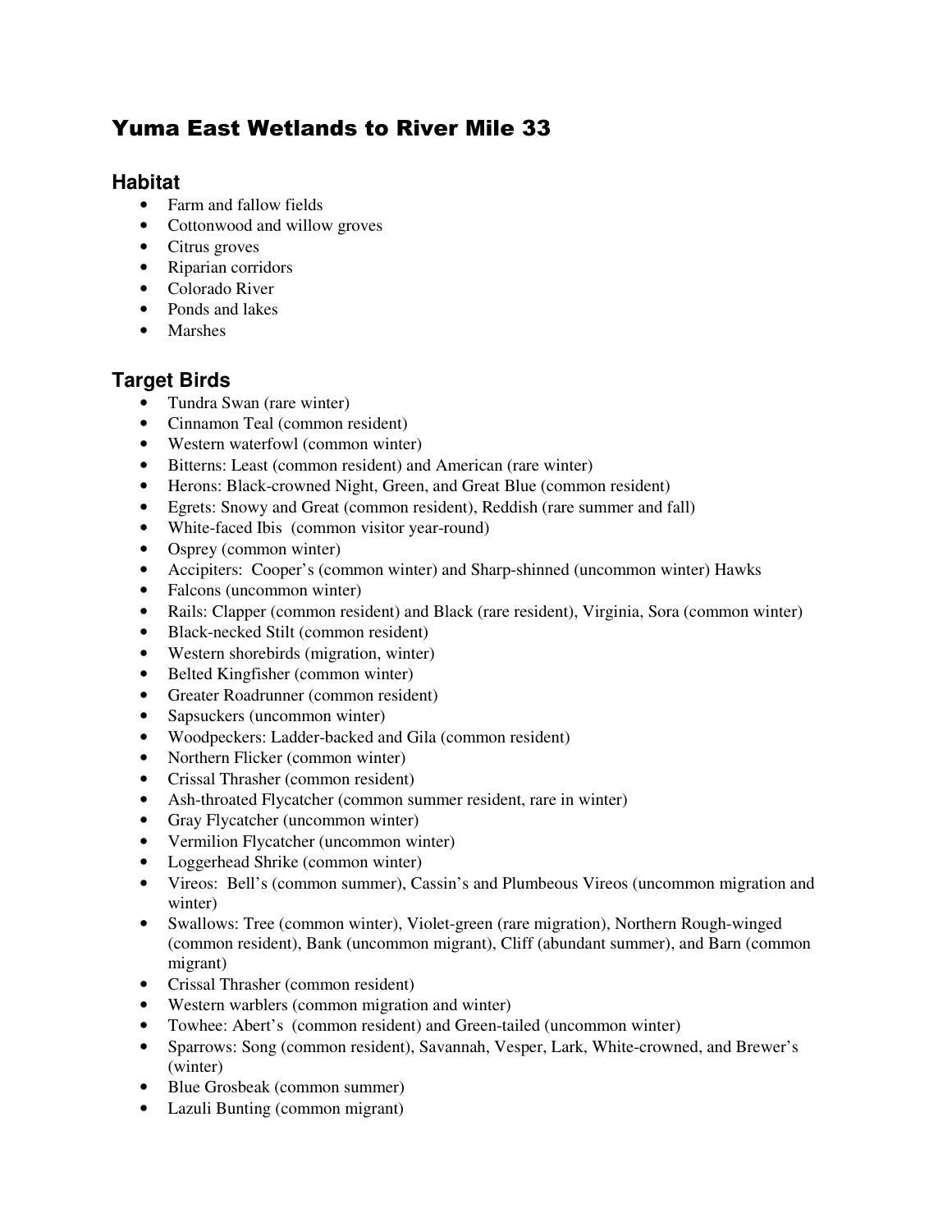# Yuma East Wetlands to River Mile 33

## Habitat

- Farm and fallow fields
- Cottonwood and willow groves
- Citrus groves
- Riparian corridors
- Colorado River
- Ponds and lakes
- Marshes

## Target Birds

- Tundra Swan (rare winter)
- Cinnamon Teal (common resident)
- Western waterfowl (common winter)
- Bitterns: Least (common resident) and American (rare winter)
- Herons: Black-crowned Night, Green, and Great Blue (common resident)
- Egrets: Snowy and Great (common resident), Reddish (rare summer and fall)
- White-faced Ibis (common visitor year-round)
- Osprey (common winter)
- Accipiters: Cooper's (common winter) and Sharp-shinned (uncommon winter) Hawks
- Falcons (uncommon winter)
- Rails: Clapper (common resident) and Black (rare resident), Virginia, Sora (common winter)
- Black-necked Stilt (common resident)
- Western shorebirds (migration, winter)
- Belted Kingfisher (common winter)
- Greater Roadrunner (common resident)
- Sapsuckers (uncommon winter)
- Woodpeckers: Ladder-backed and Gila (common resident)
- Northern Flicker (common winter)
- Crissal Thrasher (common resident)
- Ash-throated Flycatcher (common summer resident, rare in winter)
- Gray Flycatcher (uncommon winter)
- Vermilion Flycatcher (uncommon winter)
- Loggerhead Shrike (common winter)
- Vireos: Bell's (common summer), Cassin's and Plumbeous Vireos (uncommon migration and winter)
- Swallows: Tree (common winter), Violet-green (rare migration), Northern Rough-winged (common resident), Bank (uncommon migrant), Cliff (abundant summer), and Barn (common migrant)
- Crissal Thrasher (common resident)
- Western warblers (common migration and winter)
- Towhee: Abert's (common resident) and Green-tailed (uncommon winter)
- Sparrows: Song (common resident), Savannah, Vesper, Lark, White-crowned, and Brewer's (winter)
- Blue Grosbeak (common summer)
- Lazuli Bunting (common migrant)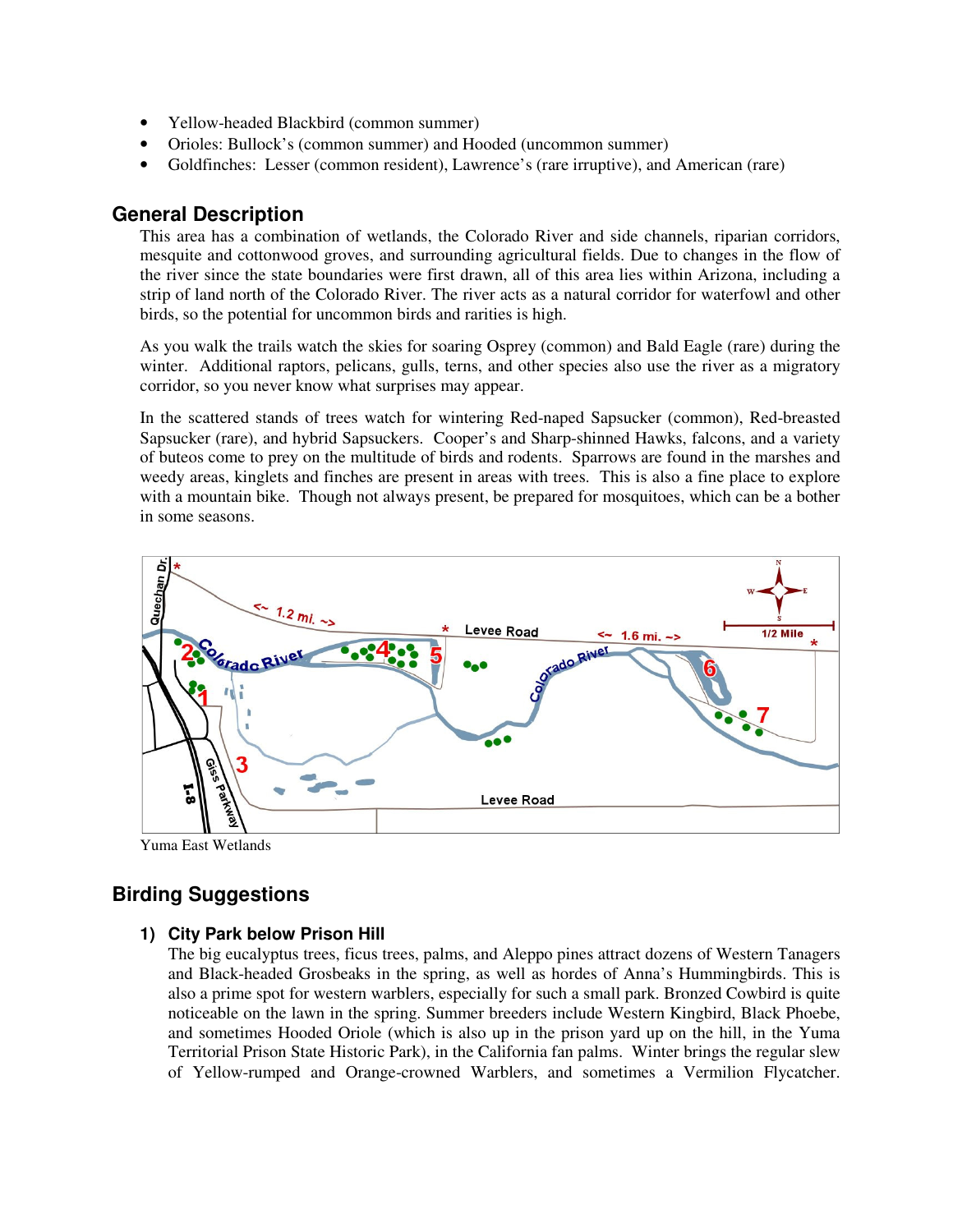- Yellow-headed Blackbird (common summer)
- Orioles: Bullock's (common summer) and Hooded (uncommon summer)
- Goldfinches: Lesser (common resident), Lawrence's (rare irruptive), and American (rare)

## General Description

This area has a combination of wetlands, the Colorado River and side channels, riparian corridors, mesquite and cottonwood groves, and surrounding agricultural fields. Due to changes in the flow of the river since the state boundaries were first drawn, all of this area lies within Arizona, including a strip of land north of the Colorado River. The river acts as a natural corridor for waterfowl and other birds, so the potential for uncommon birds and rarities is high.

As you walk the trails watch the skies for soaring Osprey (common) and Bald Eagle (rare) during the winter. Additional raptors, pelicans, gulls, terns, and other species also use the river as a migratory corridor, so you never know what surprises may appear.

In the scattered stands of trees watch for wintering Red-naped Sapsucker (common), Red-breasted Sapsucker (rare), and hybrid Sapsuckers. Cooper's and Sharp-shinned Hawks, falcons, and a variety of buteos come to prey on the multitude of birds and rodents. Sparrows are found in the marshes and weedy areas, kinglets and finches are present in areas with trees. This is also a fine place to explore with a mountain bike. Though not always present, be prepared for mosquitoes, which can be a bother in some seasons.

Yuma East Wetlands

## Birding Suggestions

### 1) City Park below Prison Hill

The big eucalyptus trees, ficus trees, palms, and Aleppo pines attract dozens of Western Tanagers and Black-headed Grosbeaks in the spring, as well as hordes of Anna's Hummingbirds. This is also a prime spot for western warblers, especially for such a small park. Bronzed Cowbird is quite noticeable on the lawn in the spring. Summer breeders include Western Kingbird, Black Phoebe, and sometimes Hooded Oriole (which is also up in the prison yard up on the hill, in the Yuma Territorial Prison State Historic Park), in the California fan palms. Winter brings the regular slew of Yellow-rumped and Orange-crowned Warblers, and sometimes a Vermilion Flycatcher.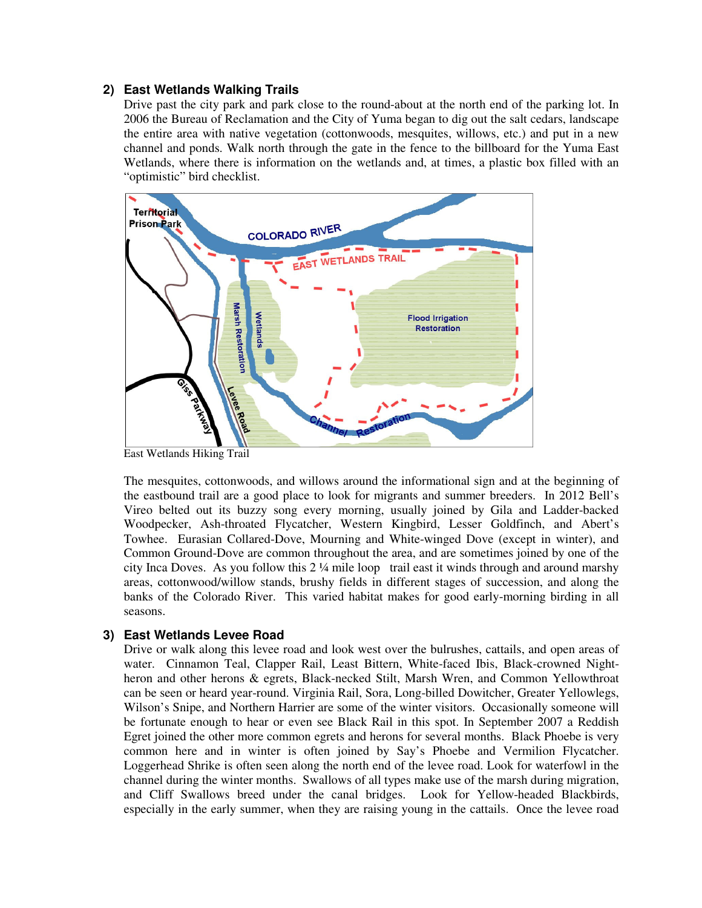## 2) East Wetlands Walking Trails

Drive past the city park and park close to the round-about at the north end of the parking lot. In 2006 the Bureau of Reclamation and the City of Yuma began to dig out the salt cedars, landscape the entire area with native vegetation (cottonwoods, mesquites, willows, etc.) and put in a new channel and ponds. Walk north through the gate in the fence to the billboard for the Yuma East Wetlands, where there is information on the wetlands and, at times, a plastic box filled with an "optimistic" bird checklist.

East Wetlands Hiking Trail

The mesquites, cottonwoods, and willows around the informational sign and at the beginning of the eastbound trail are a good place to look for migrants and summer breeders. In 2012 Bell's Vireo belted out its buzzy song every morning, usually joined by Gila and Ladder-backed Woodpecker, Ash-throated Flycatcher, Western Kingbird, Lesser Goldfinch, and Abert's Towhee. Eurasian Collared-Dove, Mourning and White-winged Dove (except in winter), and Common Ground-Dove are common throughout the area, and are sometimes joined by one of the city Inca Doves. As you follow this 2 ¼ mile loop trail east it winds through and around marshy areas, cottonwood/willow stands, brushy fields in different stages of succession, and along the banks of the Colorado River. This varied habitat makes for good early-morning birding in all seasons.

## 3) East Wetlands Levee Road

Drive or walk along this levee road and look west over the bulrushes, cattails, and open areas of water. Cinnamon Teal, Clapper Rail, Least Bittern, White-faced Ibis, Black-crowned Night-heron and other herons & egrets, Black-necked Stilt, Marsh Wren, and Common Yellowthroat can be seen or heard year-round. Virginia Rail, Sora, Long-billed Dowitcher, Greater Yellowlegs, Wilson's Snipe, and Northern Harrier are some of the winter visitors. Occasionally someone will be fortunate enough to hear or even see Black Rail in this spot. In September 2007 a Reddish Egret joined the other more common egrets and herons for several months. Black Phoebe is very common here and in winter is often joined by Say's Phoebe and Vermilion Flycatcher. Loggerhead Shrike is often seen along the north end of the levee road. Look for waterfowl in the channel during the winter months. Swallows of all types make use of the marsh during migration, and Cliff Swallows breed under the canal bridges. Look for Yellow-headed Blackbirds, especially in the early summer, when they are raising young in the cattails. Once the levee road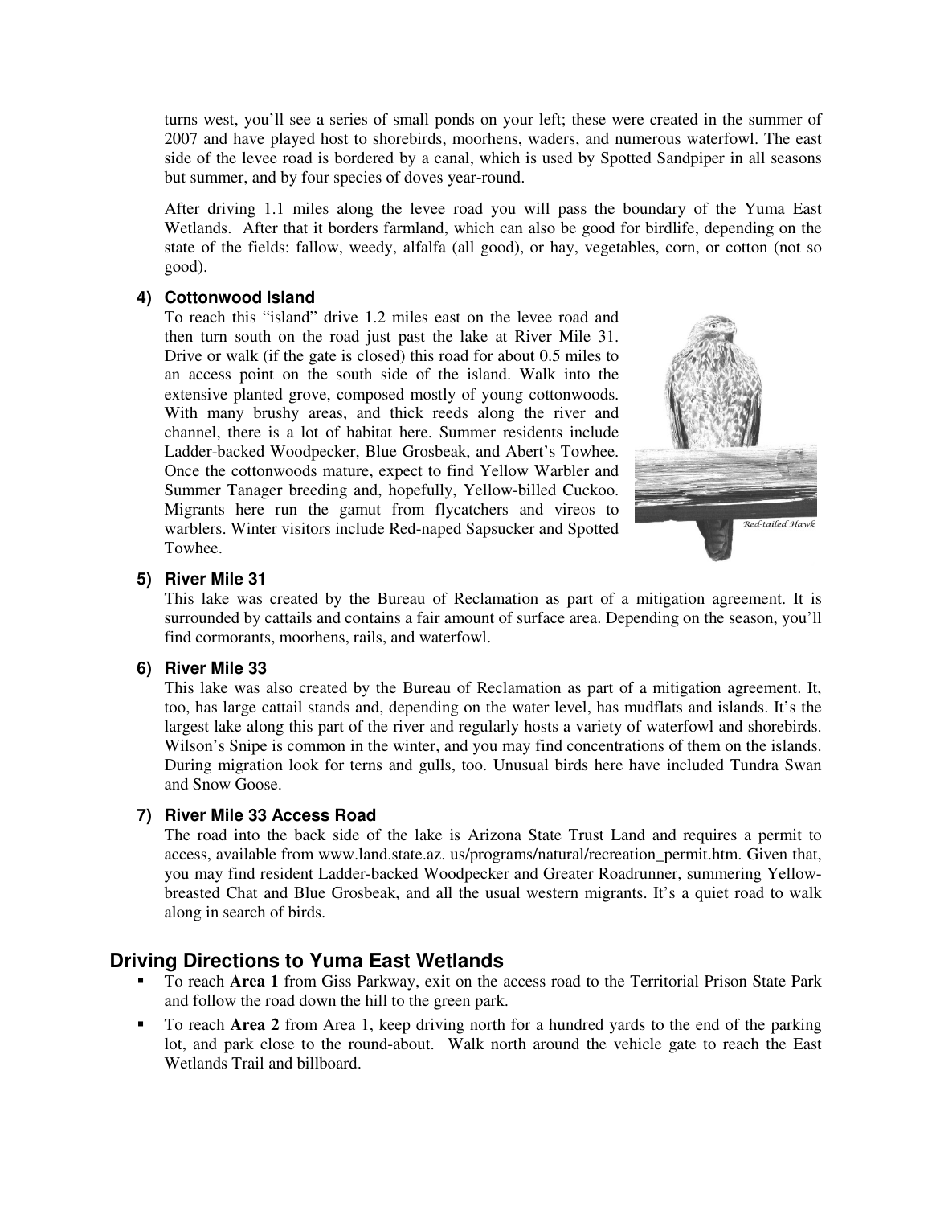turns west, you'll see a series of small ponds on your left; these were created in the summer of 2007 and have played host to shorebirds, moorhens, waders, and numerous waterfowl. The east side of the levee road is bordered by a canal, which is used by Spotted Sandpiper in all seasons but summer, and by four species of doves year-round.

After driving 1.1 miles along the levee road you will pass the boundary of the Yuma East Wetlands. After that it borders farmland, which can also be good for birdlife, depending on the state of the fields: fallow, weedy, alfalfa (all good), or hay, vegetables, corn, or cotton (not so good).

#### 4) Cottonwood Island

To reach this "island" drive 1.2 miles east on the levee road and then turn south on the road just past the lake at River Mile 31. Drive or walk (if the gate is closed) this road for about 0.5 miles to an access point on the south side of the island. Walk into the extensive planted grove, composed mostly of young cottonwoods. With many brushy areas, and thick reeds along the river and channel, there is a lot of habitat here. Summer residents include Ladder-backed Woodpecker, Blue Grosbeak, and Abert's Towhee. Once the cottonwoods mature, expect to find Yellow Warbler and Summer Tanager breeding and, hopefully, Yellow-billed Cuckoo. Migrants here run the gamut from flycatchers and vireos to warblers. Winter visitors include Red-naped Sapsucker and Spotted Towhee.

*Red-tailed Hawk*

#### 5) River Mile 31

This lake was created by the Bureau of Reclamation as part of a mitigation agreement. It is surrounded by cattails and contains a fair amount of surface area. Depending on the season, you'll find cormorants, moorhens, rails, and waterfowl.

#### 6) River Mile 33

This lake was also created by the Bureau of Reclamation as part of a mitigation agreement. It, too, has large cattail stands and, depending on the water level, has mudflats and islands. It's the largest lake along this part of the river and regularly hosts a variety of waterfowl and shorebirds. Wilson's Snipe is common in the winter, and you may find concentrations of them on the islands. During migration look for terns and gulls, too. Unusual birds here have included Tundra Swan and Snow Goose.

#### 7) River Mile 33 Access Road

The road into the back side of the lake is Arizona State Trust Land and requires a permit to access, available from www.land.state.az. us/programs/natural/recreation_permit.htm. Given that, you may find resident Ladder-backed Woodpecker and Greater Roadrunner, summering Yellow-breasted Chat and Blue Grosbeak, and all the usual western migrants. It's a quiet road to walk along in search of birds.

## Driving Directions to Yuma East Wetlands

- To reach **Area 1** from Giss Parkway, exit on the access road to the Territorial Prison State Park and follow the road down the hill to the green park.
- To reach **Area 2** from Area 1, keep driving north for a hundred yards to the end of the parking lot, and park close to the round-about. Walk north around the vehicle gate to reach the East Wetlands Trail and billboard.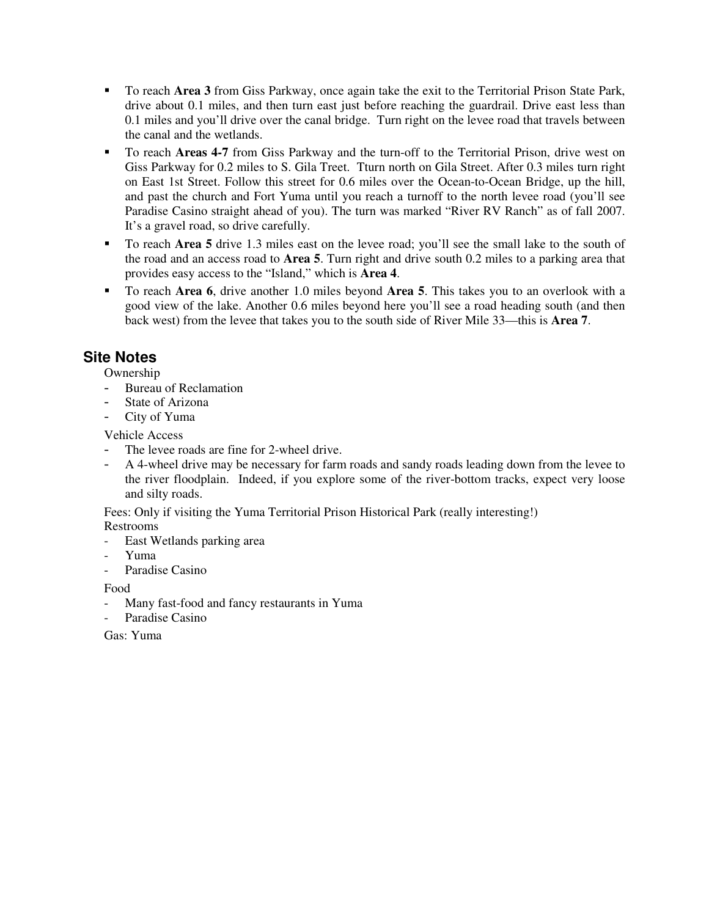- To reach **Area 3** from Giss Parkway, once again take the exit to the Territorial Prison State Park, drive about 0.1 miles, and then turn east just before reaching the guardrail. Drive east less than 0.1 miles and you'll drive over the canal bridge. Turn right on the levee road that travels between the canal and the wetlands.
- To reach **Areas 4-7** from Giss Parkway and the turn-off to the Territorial Prison, drive west on Giss Parkway for 0.2 miles to S. Gila Treet. Tturn north on Gila Street. After 0.3 miles turn right on East 1st Street. Follow this street for 0.6 miles over the Ocean-to-Ocean Bridge, up the hill, and past the church and Fort Yuma until you reach a turnoff to the north levee road (you'll see Paradise Casino straight ahead of you). The turn was marked "River RV Ranch" as of fall 2007. It's a gravel road, so drive carefully.
- To reach **Area 5** drive 1.3 miles east on the levee road; you'll see the small lake to the south of the road and an access road to **Area 5**. Turn right and drive south 0.2 miles to a parking area that provides easy access to the "Island," which is **Area 4**.
- To reach **Area 6**, drive another 1.0 miles beyond **Area 5**. This takes you to an overlook with a good view of the lake. Another 0.6 miles beyond here you'll see a road heading south (and then back west) from the levee that takes you to the south side of River Mile 33—this is **Area 7**.

## Site Notes

Ownership
- Bureau of Reclamation
- State of Arizona
- City of Yuma

Vehicle Access
- The levee roads are fine for 2-wheel drive.
- A 4-wheel drive may be necessary for farm roads and sandy roads leading down from the levee to the river floodplain. Indeed, if you explore some of the river-bottom tracks, expect very loose and silty roads.

Fees: Only if visiting the Yuma Territorial Prison Historical Park (really interesting!)

Restrooms
- East Wetlands parking area
- Yuma
- Paradise Casino

Food
- Many fast-food and fancy restaurants in Yuma
- Paradise Casino

Gas: Yuma